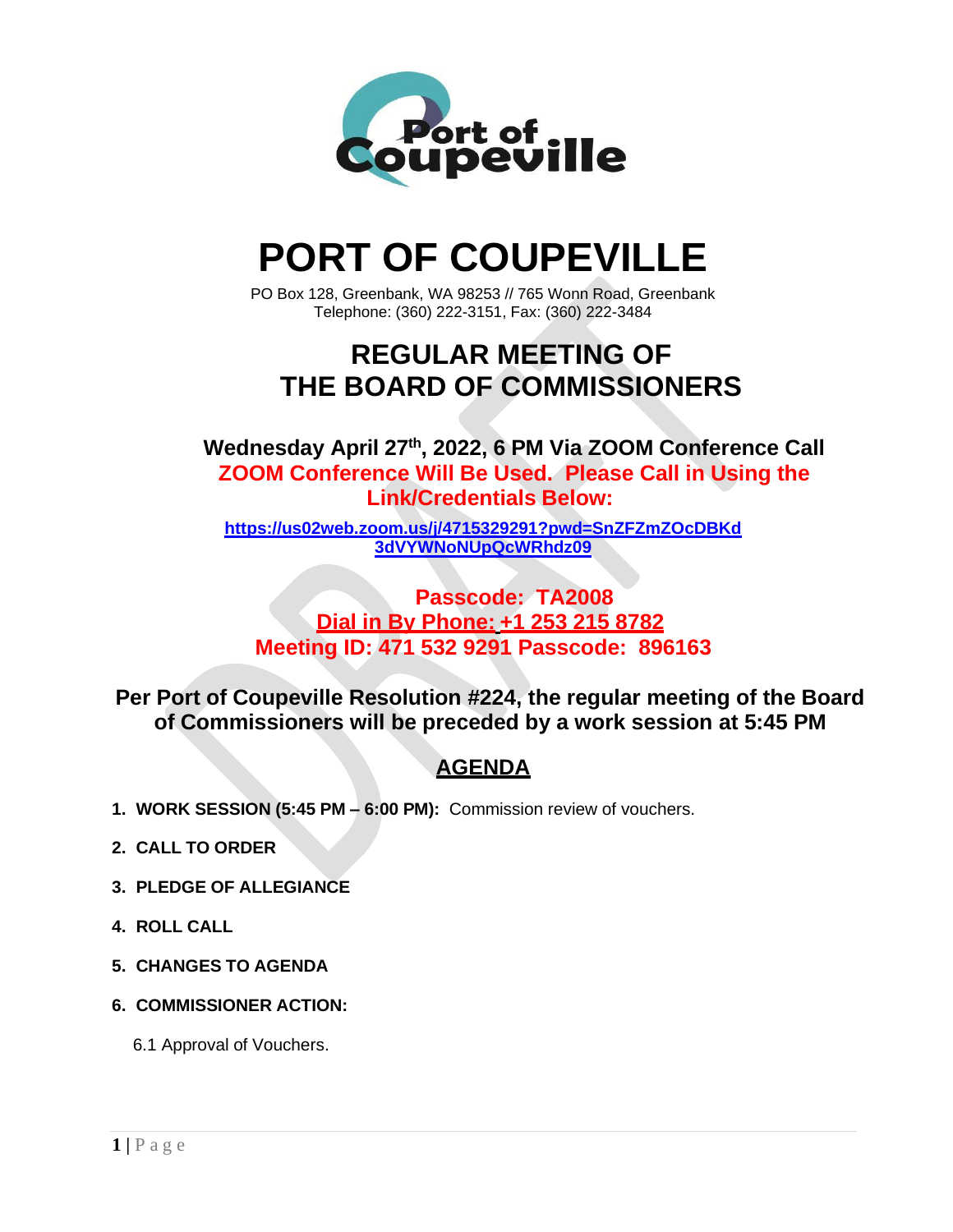# PORT OF COUPEVILLE

PO Box 128, Greenbank, WA 98253 // 765 Wonn Road, Greenbank
Telephone: (360) 222-3151, Fax: (360) 222-3484

## REGULAR MEETING OF THE BOARD OF COMMISSIONERS

**Wednesday April 27th, 2022, 6 PM Via ZOOM Conference Call**

**ZOOM Conference Will Be Used. Please Call in Using the Link/Credentials Below:**

**https://us02web.zoom.us/j/4715329291?pwd=SnZFZmZOcDBKd3dVYWNoNUpQcWRhdz09**

**Passcode: TA2008**

**Dial in By Phone: +1 253 215 8782**

**Meeting ID: 471 532 9291 Passcode: 896163**

**Per Port of Coupeville Resolution #224, the regular meeting of the Board of Commissioners will be preceded by a work session at 5:45 PM**

## AGENDA

1. **WORK SESSION (5:45 PM – 6:00 PM):** Commission review of vouchers.
2. **CALL TO ORDER**
3. **PLEDGE OF ALLEGIANCE**
4. **ROLL CALL**
5. **CHANGES TO AGENDA**
6. **COMMISSIONER ACTION:**

   6.1 Approval of Vouchers.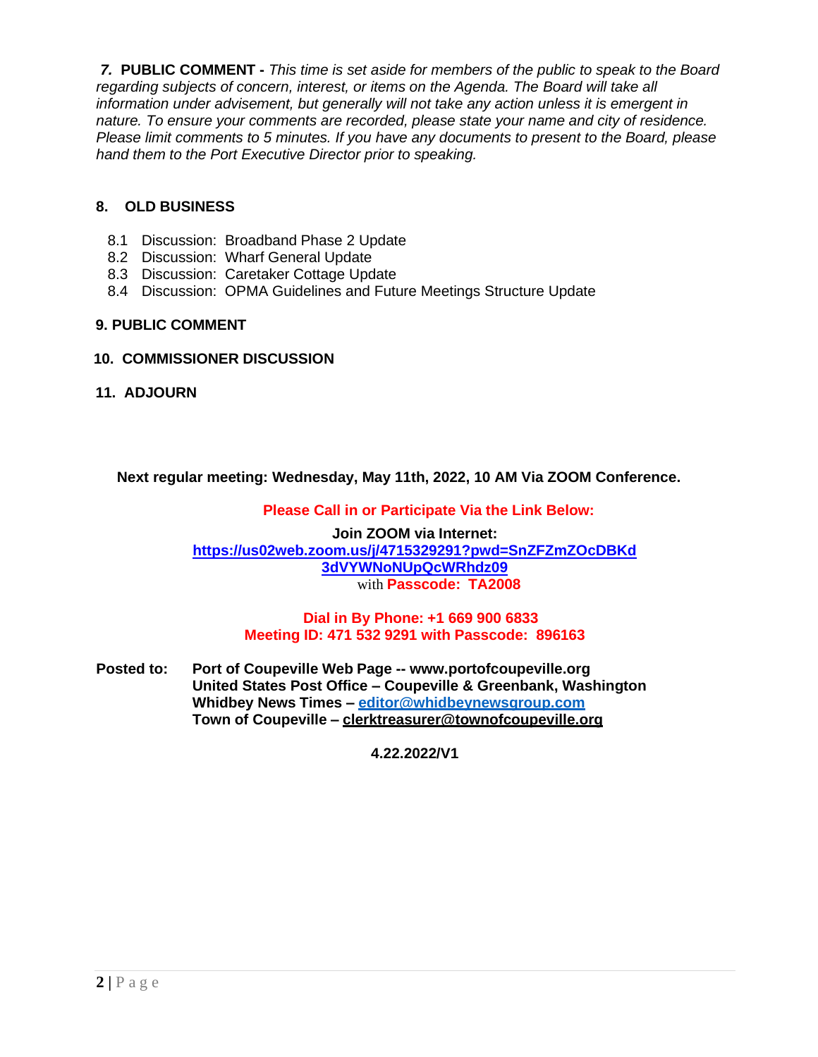**7. PUBLIC COMMENT -** *This time is set aside for members of the public to speak to the Board regarding subjects of concern, interest, or items on the Agenda. The Board will take all information under advisement, but generally will not take any action unless it is emergent in nature. To ensure your comments are recorded, please state your name and city of residence. Please limit comments to 5 minutes. If you have any documents to present to the Board, please hand them to the Port Executive Director prior to speaking.*

**8. OLD BUSINESS**

- 8.1 Discussion: Broadband Phase 2 Update
- 8.2 Discussion: Wharf General Update
- 8.3 Discussion: Caretaker Cottage Update
- 8.4 Discussion: OPMA Guidelines and Future Meetings Structure Update

**9. PUBLIC COMMENT**

**10. COMMISSIONER DISCUSSION**

**11. ADJOURN**

**Next regular meeting: Wednesday, May 11th, 2022, 10 AM Via ZOOM Conference.**

**Please Call in or Participate Via the Link Below:**

**Join ZOOM via Internet:**
**https://us02web.zoom.us/j/4715329291?pwd=SnZFZmZOcDBKd3dVYWNoNUpQcWRhdz09**
with **Passcode: TA2008**

**Dial in By Phone: +1 669 900 6833**
**Meeting ID: 471 532 9291 with Passcode: 896163**

**Posted to:** **Port of Coupeville Web Page -- www.portofcoupeville.org**
**United States Post Office – Coupeville & Greenbank, Washington**
**Whidbey News Times – editor@whidbeynewsgroup.com**
**Town of Coupeville – clerktreasurer@townofcoupeville.org**

**4.22.2022/V1**